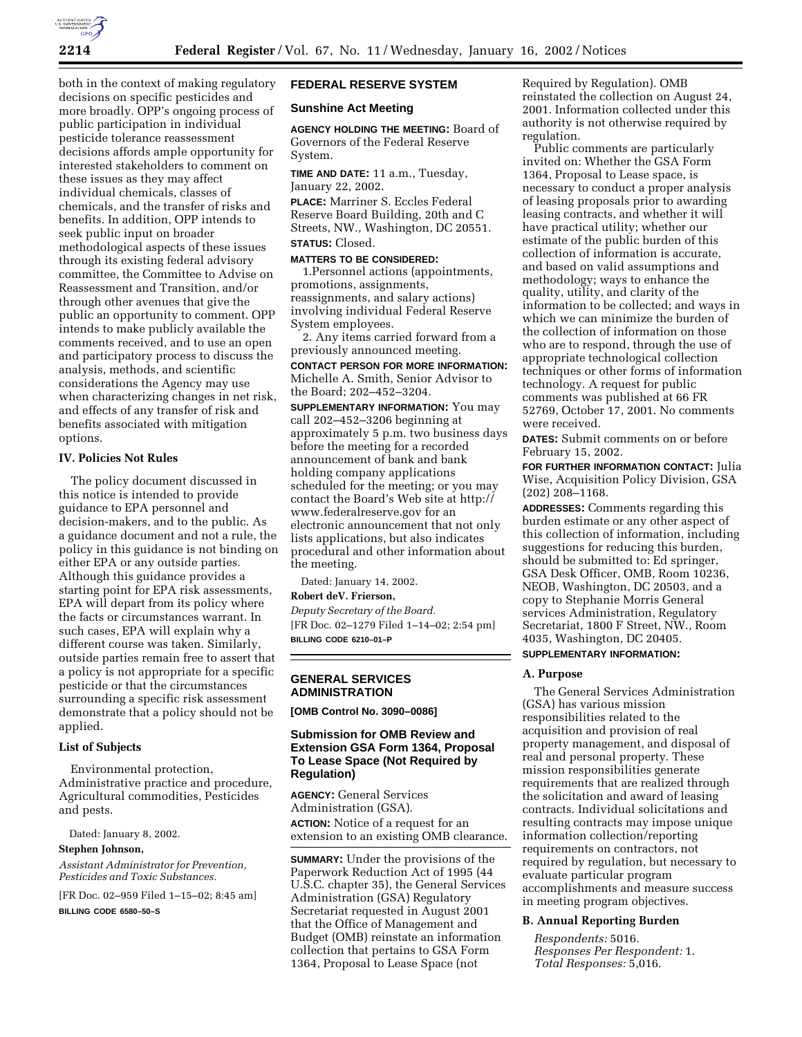both in the context of making regulatory decisions on specific pesticides and more broadly. OPP's ongoing process of public participation in individual pesticide tolerance reassessment decisions affords ample opportunity for interested stakeholders to comment on these issues as they may affect individual chemicals, classes of chemicals, and the transfer of risks and benefits. In addition, OPP intends to seek public input on broader methodological aspects of these issues through its existing federal advisory committee, the Committee to Advise on Reassessment and Transition, and/or through other avenues that give the public an opportunity to comment. OPP intends to make publicly available the comments received, and to use an open and participatory process to discuss the analysis, methods, and scientific considerations the Agency may use when characterizing changes in net risk, and effects of any transfer of risk and benefits associated with mitigation options.

### IV. Policies Not Rules

The policy document discussed in this notice is intended to provide guidance to EPA personnel and decision-makers, and to the public. As a guidance document and not a rule, the policy in this guidance is not binding on either EPA or any outside parties. Although this guidance provides a starting point for EPA risk assessments, EPA will depart from its policy where the facts or circumstances warrant. In such cases, EPA will explain why a different course was taken. Similarly, outside parties remain free to assert that a policy is not appropriate for a specific pesticide or that the circumstances surrounding a specific risk assessment demonstrate that a policy should not be applied.

### List of Subjects

Environmental protection, Administrative practice and procedure, Agricultural commodities, Pesticides and pests.

Dated: January 8, 2002.

**Stephen Johnson,**

*Assistant Administrator for Prevention, Pesticides and Toxic Substances.*

[FR Doc. 02–959 Filed 1–15–02; 8:45 am]

**BILLING CODE 6580–50–S**

## FEDERAL RESERVE SYSTEM

### Sunshine Act Meeting

**AGENCY HOLDING THE MEETING:** Board of Governors of the Federal Reserve System.

**TIME AND DATE:** 11 a.m., Tuesday, January 22, 2002.

**PLACE:** Marriner S. Eccles Federal Reserve Board Building, 20th and C Streets, NW., Washington, DC 20551.

**STATUS:** Closed.

**MATTERS TO BE CONSIDERED:**

1.Personnel actions (appointments, promotions, assignments, reassignments, and salary actions) involving individual Federal Reserve System employees.

2. Any items carried forward from a previously announced meeting.

**CONTACT PERSON FOR MORE INFORMATION:** Michelle A. Smith, Senior Advisor to the Board; 202–452–3204.

**SUPPLEMENTARY INFORMATION:** You may call 202–452–3206 beginning at approximately 5 p.m. two business days before the meeting for a recorded announcement of bank and bank holding company applications scheduled for the meeting; or you may contact the Board's Web site at http://www.federalreserve.gov for an electronic announcement that not only lists applications, but also indicates procedural and other information about the meeting.

Dated: January 14, 2002.

**Robert deV. Frierson,**

*Deputy Secretary of the Board.*

[FR Doc. 02–1279 Filed 1–14–02; 2:54 pm]

**BILLING CODE 6210–01–P**

## GENERAL SERVICES ADMINISTRATION

**[OMB Control No. 3090–0086]**

### Submission for OMB Review and Extension GSA Form 1364, Proposal To Lease Space (Not Required by Regulation)

**AGENCY:** General Services Administration (GSA).

**ACTION:** Notice of a request for an extension to an existing OMB clearance.

**SUMMARY:** Under the provisions of the Paperwork Reduction Act of 1995 (44 U.S.C. chapter 35), the General Services Administration (GSA) Regulatory Secretariat requested in August 2001 that the Office of Management and Budget (OMB) reinstate an information collection that pertains to GSA Form 1364, Proposal to Lease Space (not Required by Regulation). OMB reinstated the collection on August 24, 2001. Information collected under this authority is not otherwise required by regulation.

Public comments are particularly invited on: Whether the GSA Form 1364, Proposal to Lease space, is necessary to conduct a proper analysis of leasing proposals prior to awarding leasing contracts, and whether it will have practical utility; whether our estimate of the public burden of this collection of information is accurate, and based on valid assumptions and methodology; ways to enhance the quality, utility, and clarity of the information to be collected; and ways in which we can minimize the burden of the collection of information on those who are to respond, through the use of appropriate technological collection techniques or other forms of information technology. A request for public comments was published at 66 FR 52769, October 17, 2001. No comments were received.

**DATES:** Submit comments on or before February 15, 2002.

**FOR FURTHER INFORMATION CONTACT:** Julia Wise, Acquisition Policy Division, GSA (202) 208–1168.

**ADDRESSES:** Comments regarding this burden estimate or any other aspect of this collection of information, including suggestions for reducing this burden, should be submitted to: Ed springer, GSA Desk Officer, OMB, Room 10236, NEOB, Washington, DC 20503, and a copy to Stephanie Morris General services Administration, Regulatory Secretariat, 1800 F Street, NW., Room 4035, Washington, DC 20405.

**SUPPLEMENTARY INFORMATION:**

### A. Purpose

The General Services Administration (GSA) has various mission responsibilities related to the acquisition and provision of real property management, and disposal of real and personal property. These mission responsibilities generate requirements that are realized through the solicitation and award of leasing contracts. Individual solicitations and resulting contracts may impose unique information collection/reporting requirements on contractors, not required by regulation, but necessary to evaluate particular program accomplishments and measure success in meeting program objectives.

### B. Annual Reporting Burden

*Respondents:* 5016.
*Responses Per Respondent:* 1.
*Total Responses:* 5,016.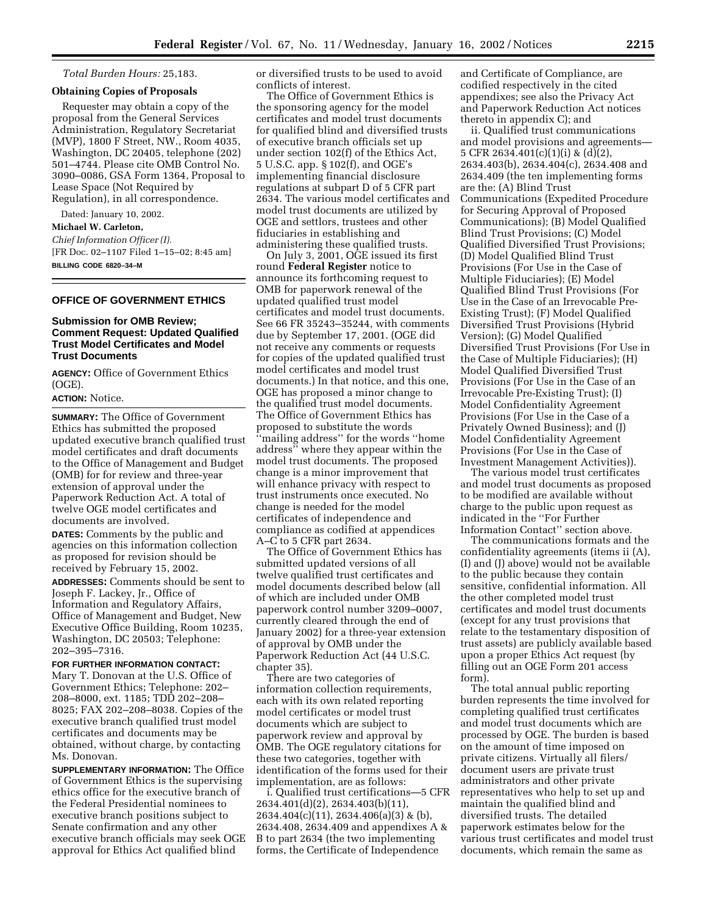*Total Burden Hours:* 25,183.

**Obtaining Copies of Proposals**

Requester may obtain a copy of the proposal from the General Services Administration, Regulatory Secretariat (MVP), 1800 F Street, NW., Room 4035, Washington, DC 20405, telephone (202) 501–4744. Please cite OMB Control No. 3090–0086, GSA Form 1364, Proposal to Lease Space (Not Required by Regulation), in all correspondence.

Dated: January 10, 2002.

**Michael W. Carleton,**

*Chief Information Officer (I).*

[FR Doc. 02–1107 Filed 1–15–02; 8:45 am]

**BILLING CODE 6820–34–M**

---

## OFFICE OF GOVERNMENT ETHICS

### Submission for OMB Review; Comment Request: Updated Qualified Trust Model Certificates and Model Trust Documents

**AGENCY:** Office of Government Ethics (OGE).

**ACTION:** Notice.

**SUMMARY:** The Office of Government Ethics has submitted the proposed updated executive branch qualified trust model certificates and draft documents to the Office of Management and Budget (OMB) for for review and three-year extension of approval under the Paperwork Reduction Act. A total of twelve OGE model certificates and documents are involved.

**DATES:** Comments by the public and agencies on this information collection as proposed for revision should be received by February 15, 2002.

**ADDRESSES:** Comments should be sent to Joseph F. Lackey, Jr., Office of Information and Regulatory Affairs, Office of Management and Budget, New Executive Office Building, Room 10235, Washington, DC 20503; Telephone: 202–395–7316.

**FOR FURTHER INFORMATION CONTACT:** Mary T. Donovan at the U.S. Office of Government Ethics; Telephone: 202–208–8000, ext. 1185; TDD 202–208–8025; FAX 202–208–8038. Copies of the executive branch qualified trust model certificates and documents may be obtained, without charge, by contacting Ms. Donovan.

**SUPPLEMENTARY INFORMATION:** The Office of Government Ethics is the supervising ethics office for the executive branch of the Federal Presidential nominees to executive branch positions subject to Senate confirmation and any other executive branch officials may seek OGE approval for Ethics Act qualified blind or diversified trusts to be used to avoid conflicts of interest.

The Office of Government Ethics is the sponsoring agency for the model certificates and model trust documents for qualified blind and diversified trusts of executive branch officials set up under section 102(f) of the Ethics Act, 5 U.S.C. app. § 102(f), and OGE's implementing financial disclosure regulations at subpart D of 5 CFR part 2634. The various model certificates and model trust documents are utilized by OGE and settlors, trustees and other fiduciaries in establishing and administering these qualified trusts.

On July 3, 2001, OGE issued its first round **Federal Register** notice to announce its forthcoming request to OMB for paperwork renewal of the updated qualified trust model certificates and model trust documents. See 66 FR 35243–35244, with comments due by September 17, 2001. (OGE did not receive any comments or requests for copies of the updated qualified trust model certificates and model trust documents.) In that notice, and this one, OGE has proposed a minor change to the qualified trust model documents. The Office of Government Ethics has proposed to substitute the words "mailing address" for the words "home address" where they appear within the model trust documents. The proposed change is a minor improvement that will enhance privacy with respect to trust instruments once executed. No change is needed for the model certificates of independence and compliance as codified at appendices A–C to 5 CFR part 2634.

The Office of Government Ethics has submitted updated versions of all twelve qualified trust certificates and model documents described below (all of which are included under OMB paperwork control number 3209–0007, currently cleared through the end of January 2002) for a three-year extension of approval by OMB under the Paperwork Reduction Act (44 U.S.C. chapter 35).

There are two categories of information collection requirements, each with its own related reporting model certificates or model trust documents which are subject to paperwork review and approval by OMB. The OGE regulatory citations for these two categories, together with identification of the forms used for their implementation, are as follows:

i. Qualified trust certifications—5 CFR 2634.401(d)(2), 2634.403(b)(11), 2634.404(c)(11), 2634.406(a)(3) & (b), 2634.408, 2634.409 and appendixes A & B to part 2634 (the two implementing forms, the Certificate of Independence and Certificate of Compliance, are codified respectively in the cited appendixes; see also the Privacy Act and Paperwork Reduction Act notices thereto in appendix C); and

ii. Qualified trust communications and model provisions and agreements—5 CFR 2634.401(c)(1)(i) & (d)(2), 2634.403(b), 2634.404(c), 2634.408 and 2634.409 (the ten implementing forms are the: (A) Blind Trust Communications (Expedited Procedure for Securing Approval of Proposed Communications); (B) Model Qualified Blind Trust Provisions; (C) Model Qualified Diversified Trust Provisions; (D) Model Qualified Blind Trust Provisions (For Use in the Case of Multiple Fiduciaries); (E) Model Qualified Blind Trust Provisions (For Use in the Case of an Irrevocable Pre-Existing Trust); (F) Model Qualified Diversified Trust Provisions (Hybrid Version); (G) Model Qualified Diversified Trust Provisions (For Use in the Case of Multiple Fiduciaries); (H) Model Qualified Diversified Trust Provisions (For Use in the Case of an Irrevocable Pre-Existing Trust); (I) Model Confidentiality Agreement Provisions (For Use in the Case of a Privately Owned Business); and (J) Model Confidentiality Agreement Provisions (For Use in the Case of Investment Management Activities)).

The various model trust certificates and model trust documents as proposed to be modified are available without charge to the public upon request as indicated in the "For Further Information Contact" section above.

The communications formats and the confidentiality agreements (items ii (A), (I) and (J) above) would not be available to the public because they contain sensitive, confidential information. All the other completed model trust certificates and model trust documents (except for any trust provisions that relate to the testamentary disposition of trust assets) are publicly available based upon a proper Ethics Act request (by filling out an OGE Form 201 access form).

The total annual public reporting burden represents the time involved for completing qualified trust certificates and model trust documents which are processed by OGE. The burden is based on the amount of time imposed on private citizens. Virtually all filers/document users are private trust administrators and other private representatives who help to set up and maintain the qualified blind and diversified trusts. The detailed paperwork estimates below for the various trust certificates and model trust documents, which remain the same as